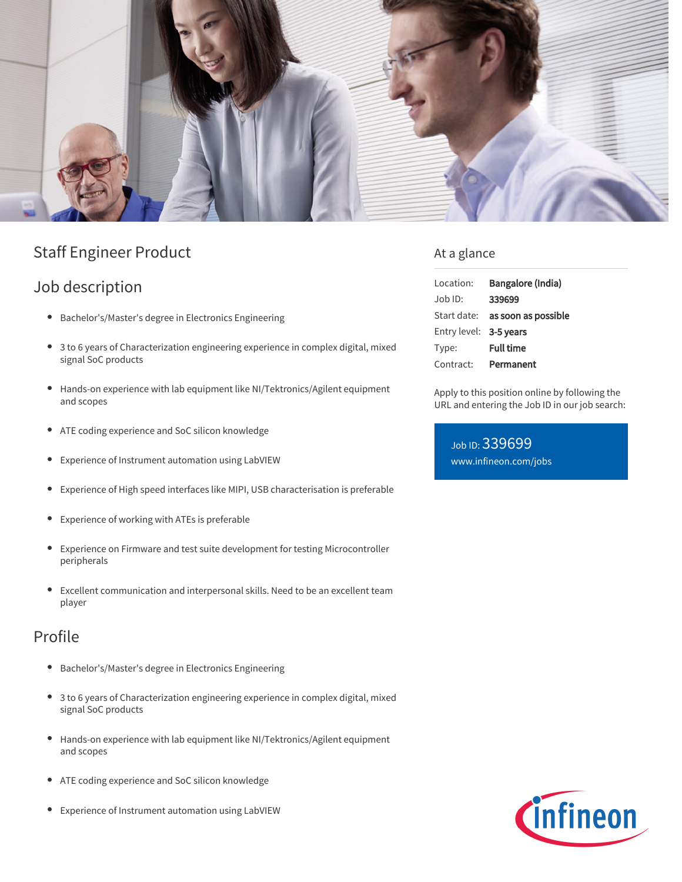# Staff Engineer Product

## Job description

- Bachelor's/Master's degree in Electronics Engineering
- 3 to 6 years of Characterization engineering experience in complex digital, mixed signal SoC products
- Hands-on experience with lab equipment like NI/Tektronics/Agilent equipment and scopes
- ATE coding experience and SoC silicon knowledge
- Experience of Instrument automation using LabVIEW
- Experience of High speed interfaces like MIPI, USB characterisation is preferable
- Experience of working with ATEs is preferable
- Experience on Firmware and test suite development for testing Microcontroller peripherals
- Excellent communication and interpersonal skills. Need to be an excellent team player

## Profile

- Bachelor's/Master's degree in Electronics Engineering
- 3 to 6 years of Characterization engineering experience in complex digital, mixed signal SoC products
- Hands-on experience with lab equipment like NI/Tektronics/Agilent equipment and scopes
- ATE coding experience and SoC silicon knowledge
- Experience of Instrument automation using LabVIEW

## At a glance

| | |
|---|---|
| Location: | **Bangalore (India)** |
| Job ID: | **339699** |
| Start date: | **as soon as possible** |
| Entry level: | **3-5 years** |
| Type: | **Full time** |
| Contract: | **Permanent** |

Apply to this position online by following the URL and entering the Job ID in our job search:

Job ID: 339699
www.infineon.com/jobs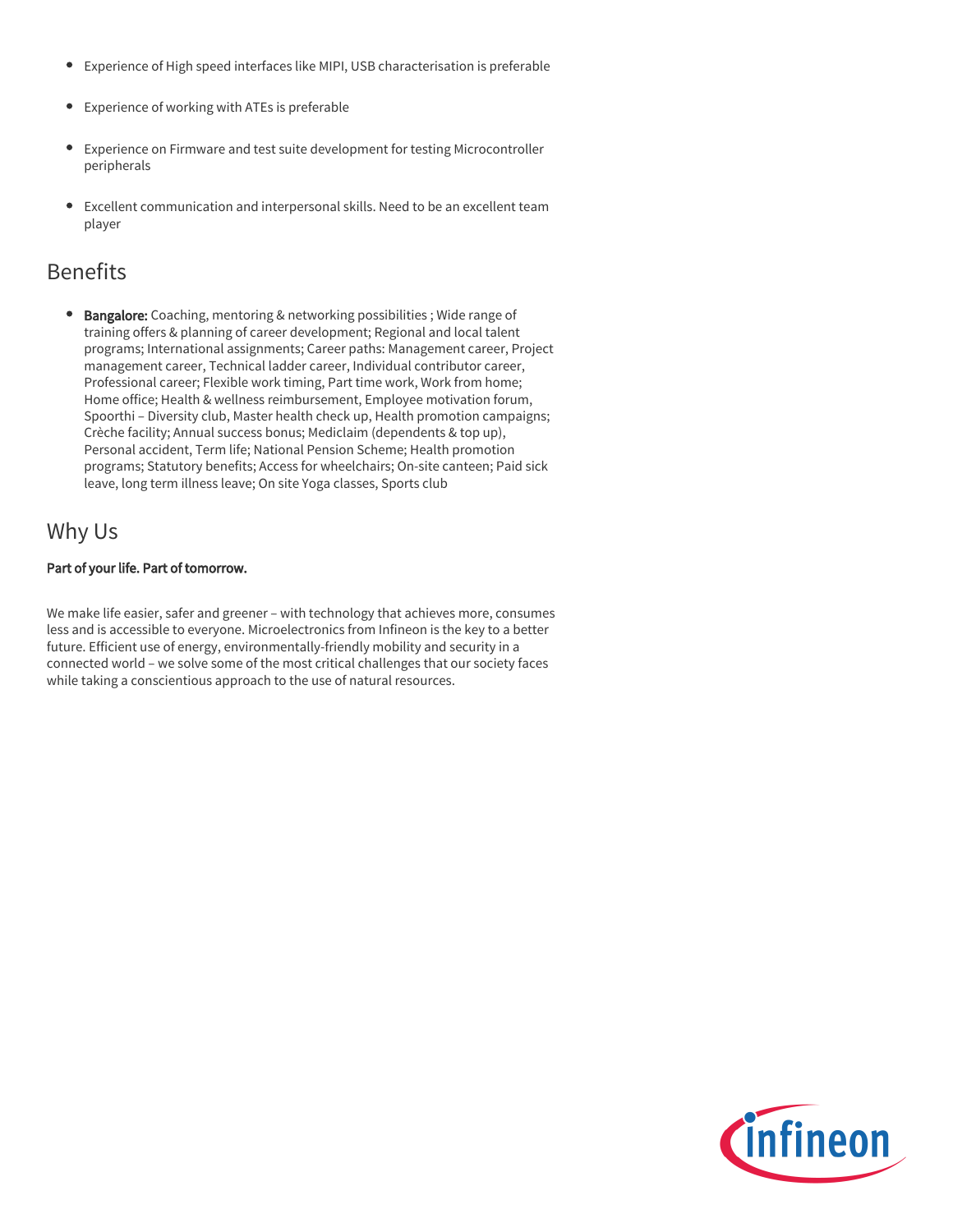- Experience of High speed interfaces like MIPI, USB characterisation is preferable
- Experience of working with ATEs is preferable
- Experience on Firmware and test suite development for testing Microcontroller peripherals
- Excellent communication and interpersonal skills. Need to be an excellent team player

## Benefits

- **Bangalore:** Coaching, mentoring & networking possibilities ; Wide range of training offers & planning of career development; Regional and local talent programs; International assignments; Career paths: Management career, Project management career, Technical ladder career, Individual contributor career, Professional career; Flexible work timing, Part time work, Work from home; Home office; Health & wellness reimbursement, Employee motivation forum, Spoorthi – Diversity club, Master health check up, Health promotion campaigns; Crèche facility; Annual success bonus; Mediclaim (dependents & top up), Personal accident, Term life; National Pension Scheme; Health promotion programs; Statutory benefits; Access for wheelchairs; On-site canteen; Paid sick leave, long term illness leave; On site Yoga classes, Sports club

## Why Us

**Part of your life. Part of tomorrow.**

We make life easier, safer and greener – with technology that achieves more, consumes less and is accessible to everyone. Microelectronics from Infineon is the key to a better future. Efficient use of energy, environmentally-friendly mobility and security in a connected world – we solve some of the most critical challenges that our society faces while taking a conscientious approach to the use of natural resources.